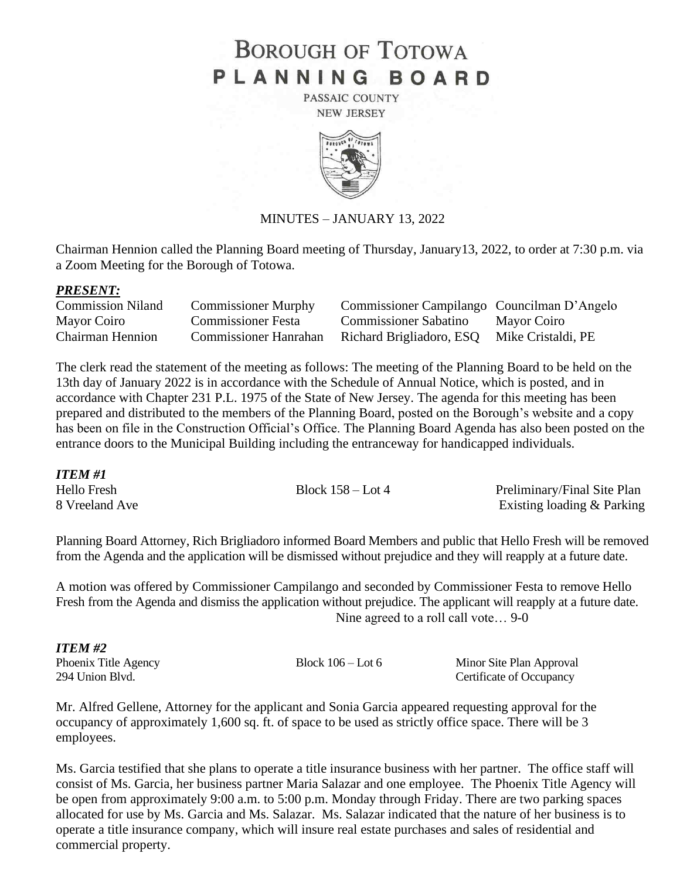# BOROUGH OF TOTOWA
# PLANNING BOARD

PASSAIC COUNTY
NEW JERSEY

MINUTES – JANUARY 13, 2022

Chairman Hennion called the Planning Board meeting of Thursday, January13, 2022, to order at 7:30 p.m. via a Zoom Meeting for the Borough of Totowa.

***PRESENT:***

| | | | |
|---|---|---|---|
| Commission Niland | Commissioner Murphy | Commissioner Campilango | Councilman D'Angelo |
| Mayor Coiro | Commissioner Festa | Commissioner Sabatino | Mayor Coiro |
| Chairman Hennion | Commissioner Hanrahan | Richard Brigliadoro, ESQ | Mike Cristaldi, PE |

The clerk read the statement of the meeting as follows: The meeting of the Planning Board to be held on the 13th day of January 2022 is in accordance with the Schedule of Annual Notice, which is posted, and in accordance with Chapter 231 P.L. 1975 of the State of New Jersey. The agenda for this meeting has been prepared and distributed to the members of the Planning Board, posted on the Borough's website and a copy has been on file in the Construction Official's Office. The Planning Board Agenda has also been posted on the entrance doors to the Municipal Building including the entranceway for handicapped individuals.

***ITEM #1***

| | | |
|---|---|---|
| Hello Fresh | Block 158 – Lot 4 | Preliminary/Final Site Plan |
| 8 Vreeland Ave | | Existing loading & Parking |

Planning Board Attorney, Rich Brigliadoro informed Board Members and public that Hello Fresh will be removed from the Agenda and the application will be dismissed without prejudice and they will reapply at a future date.

A motion was offered by Commissioner Campilango and seconded by Commissioner Festa to remove Hello Fresh from the Agenda and dismiss the application without prejudice. The applicant will reapply at a future date.

Nine agreed to a roll call vote… 9-0

***ITEM #2***

| | | |
|---|---|---|
| Phoenix Title Agency | Block 106 – Lot 6 | Minor Site Plan Approval |
| 294 Union Blvd. | | Certificate of Occupancy |

Mr. Alfred Gellene, Attorney for the applicant and Sonia Garcia appeared requesting approval for the occupancy of approximately 1,600 sq. ft. of space to be used as strictly office space. There will be 3 employees.

Ms. Garcia testified that she plans to operate a title insurance business with her partner. The office staff will consist of Ms. Garcia, her business partner Maria Salazar and one employee. The Phoenix Title Agency will be open from approximately 9:00 a.m. to 5:00 p.m. Monday through Friday. There are two parking spaces allocated for use by Ms. Garcia and Ms. Salazar. Ms. Salazar indicated that the nature of her business is to operate a title insurance company, which will insure real estate purchases and sales of residential and commercial property.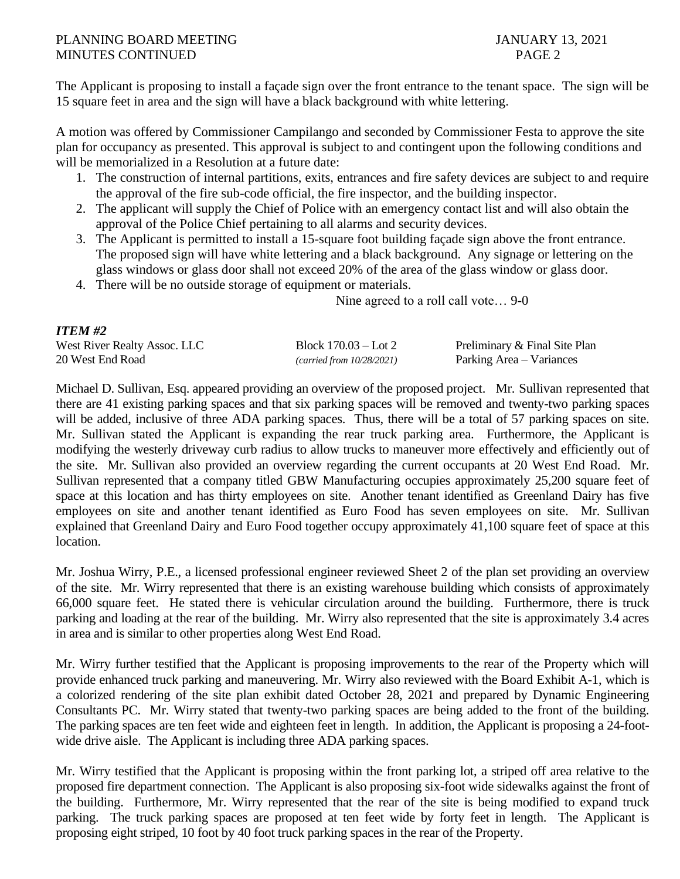The Applicant is proposing to install a façade sign over the front entrance to the tenant space. The sign will be 15 square feet in area and the sign will have a black background with white lettering.

A motion was offered by Commissioner Campilango and seconded by Commissioner Festa to approve the site plan for occupancy as presented. This approval is subject to and contingent upon the following conditions and will be memorialized in a Resolution at a future date:

1. The construction of internal partitions, exits, entrances and fire safety devices are subject to and require the approval of the fire sub-code official, the fire inspector, and the building inspector.
2. The applicant will supply the Chief of Police with an emergency contact list and will also obtain the approval of the Police Chief pertaining to all alarms and security devices.
3. The Applicant is permitted to install a 15-square foot building façade sign above the front entrance. The proposed sign will have white lettering and a black background. Any signage or lettering on the glass windows or glass door shall not exceed 20% of the area of the glass window or glass door.
4. There will be no outside storage of equipment or materials.

Nine agreed to a roll call vote… 9-0

***ITEM #2***

| | | |
|---|---|---|
| West River Realty Assoc. LLC | Block 170.03 – Lot 2 | Preliminary & Final Site Plan |
| 20 West End Road | *(carried from 10/28/2021)* | Parking Area – Variances |

Michael D. Sullivan, Esq. appeared providing an overview of the proposed project. Mr. Sullivan represented that there are 41 existing parking spaces and that six parking spaces will be removed and twenty-two parking spaces will be added, inclusive of three ADA parking spaces. Thus, there will be a total of 57 parking spaces on site. Mr. Sullivan stated the Applicant is expanding the rear truck parking area. Furthermore, the Applicant is modifying the westerly driveway curb radius to allow trucks to maneuver more effectively and efficiently out of the site. Mr. Sullivan also provided an overview regarding the current occupants at 20 West End Road. Mr. Sullivan represented that a company titled GBW Manufacturing occupies approximately 25,200 square feet of space at this location and has thirty employees on site. Another tenant identified as Greenland Dairy has five employees on site and another tenant identified as Euro Food has seven employees on site. Mr. Sullivan explained that Greenland Dairy and Euro Food together occupy approximately 41,100 square feet of space at this location.

Mr. Joshua Wirry, P.E., a licensed professional engineer reviewed Sheet 2 of the plan set providing an overview of the site. Mr. Wirry represented that there is an existing warehouse building which consists of approximately 66,000 square feet. He stated there is vehicular circulation around the building. Furthermore, there is truck parking and loading at the rear of the building. Mr. Wirry also represented that the site is approximately 3.4 acres in area and is similar to other properties along West End Road.

Mr. Wirry further testified that the Applicant is proposing improvements to the rear of the Property which will provide enhanced truck parking and maneuvering. Mr. Wirry also reviewed with the Board Exhibit A-1, which is a colorized rendering of the site plan exhibit dated October 28, 2021 and prepared by Dynamic Engineering Consultants PC. Mr. Wirry stated that twenty-two parking spaces are being added to the front of the building. The parking spaces are ten feet wide and eighteen feet in length. In addition, the Applicant is proposing a 24-foot-wide drive aisle. The Applicant is including three ADA parking spaces.

Mr. Wirry testified that the Applicant is proposing within the front parking lot, a striped off area relative to the proposed fire department connection. The Applicant is also proposing six-foot wide sidewalks against the front of the building. Furthermore, Mr. Wirry represented that the rear of the site is being modified to expand truck parking. The truck parking spaces are proposed at ten feet wide by forty feet in length. The Applicant is proposing eight striped, 10 foot by 40 foot truck parking spaces in the rear of the Property.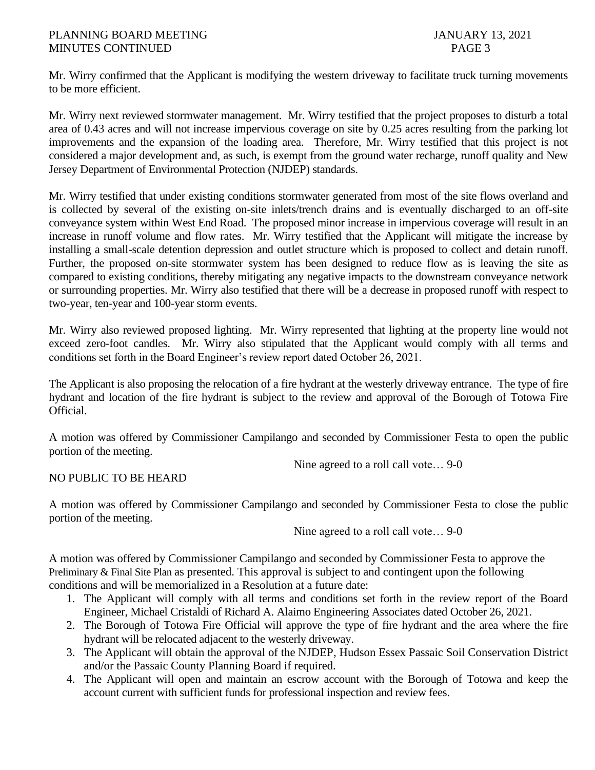Mr. Wirry confirmed that the Applicant is modifying the western driveway to facilitate truck turning movements to be more efficient.

Mr. Wirry next reviewed stormwater management. Mr. Wirry testified that the project proposes to disturb a total area of 0.43 acres and will not increase impervious coverage on site by 0.25 acres resulting from the parking lot improvements and the expansion of the loading area. Therefore, Mr. Wirry testified that this project is not considered a major development and, as such, is exempt from the ground water recharge, runoff quality and New Jersey Department of Environmental Protection (NJDEP) standards.

Mr. Wirry testified that under existing conditions stormwater generated from most of the site flows overland and is collected by several of the existing on-site inlets/trench drains and is eventually discharged to an off-site conveyance system within West End Road. The proposed minor increase in impervious coverage will result in an increase in runoff volume and flow rates. Mr. Wirry testified that the Applicant will mitigate the increase by installing a small-scale detention depression and outlet structure which is proposed to collect and detain runoff. Further, the proposed on-site stormwater system has been designed to reduce flow as is leaving the site as compared to existing conditions, thereby mitigating any negative impacts to the downstream conveyance network or surrounding properties. Mr. Wirry also testified that there will be a decrease in proposed runoff with respect to two-year, ten-year and 100-year storm events.

Mr. Wirry also reviewed proposed lighting. Mr. Wirry represented that lighting at the property line would not exceed zero-foot candles. Mr. Wirry also stipulated that the Applicant would comply with all terms and conditions set forth in the Board Engineer's review report dated October 26, 2021.

The Applicant is also proposing the relocation of a fire hydrant at the westerly driveway entrance. The type of fire hydrant and location of the fire hydrant is subject to the review and approval of the Borough of Totowa Fire Official.

A motion was offered by Commissioner Campilango and seconded by Commissioner Festa to open the public portion of the meeting.

Nine agreed to a roll call vote… 9-0

NO PUBLIC TO BE HEARD

A motion was offered by Commissioner Campilango and seconded by Commissioner Festa to close the public portion of the meeting.

Nine agreed to a roll call vote… 9-0

A motion was offered by Commissioner Campilango and seconded by Commissioner Festa to approve the Preliminary & Final Site Plan as presented. This approval is subject to and contingent upon the following conditions and will be memorialized in a Resolution at a future date:

1. The Applicant will comply with all terms and conditions set forth in the review report of the Board Engineer, Michael Cristaldi of Richard A. Alaimo Engineering Associates dated October 26, 2021.
2. The Borough of Totowa Fire Official will approve the type of fire hydrant and the area where the fire hydrant will be relocated adjacent to the westerly driveway.
3. The Applicant will obtain the approval of the NJDEP, Hudson Essex Passaic Soil Conservation District and/or the Passaic County Planning Board if required.
4. The Applicant will open and maintain an escrow account with the Borough of Totowa and keep the account current with sufficient funds for professional inspection and review fees.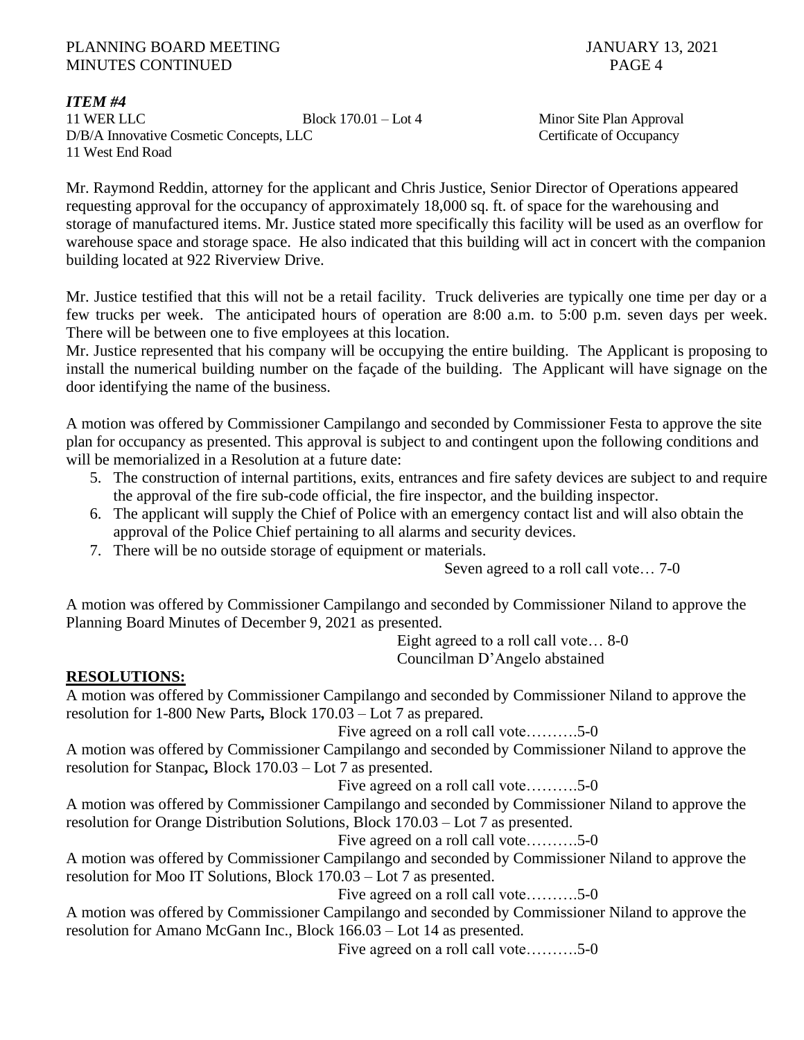***ITEM #4***

11 WER LLC Block 170.01 – Lot 4 Minor Site Plan Approval
D/B/A Innovative Cosmetic Concepts, LLC Certificate of Occupancy
11 West End Road

Mr. Raymond Reddin, attorney for the applicant and Chris Justice, Senior Director of Operations appeared requesting approval for the occupancy of approximately 18,000 sq. ft. of space for the warehousing and storage of manufactured items. Mr. Justice stated more specifically this facility will be used as an overflow for warehouse space and storage space. He also indicated that this building will act in concert with the companion building located at 922 Riverview Drive.

Mr. Justice testified that this will not be a retail facility. Truck deliveries are typically one time per day or a few trucks per week. The anticipated hours of operation are 8:00 a.m. to 5:00 p.m. seven days per week. There will be between one to five employees at this location.
Mr. Justice represented that his company will be occupying the entire building. The Applicant is proposing to install the numerical building number on the façade of the building. The Applicant will have signage on the door identifying the name of the business.

A motion was offered by Commissioner Campilango and seconded by Commissioner Festa to approve the site plan for occupancy as presented. This approval is subject to and contingent upon the following conditions and will be memorialized in a Resolution at a future date:

5. The construction of internal partitions, exits, entrances and fire safety devices are subject to and require the approval of the fire sub-code official, the fire inspector, and the building inspector.
6. The applicant will supply the Chief of Police with an emergency contact list and will also obtain the approval of the Police Chief pertaining to all alarms and security devices.
7. There will be no outside storage of equipment or materials.

Seven agreed to a roll call vote… 7-0

A motion was offered by Commissioner Campilango and seconded by Commissioner Niland to approve the Planning Board Minutes of December 9, 2021 as presented.

Eight agreed to a roll call vote… 8-0
Councilman D'Angelo abstained

**RESOLUTIONS:**

A motion was offered by Commissioner Campilango and seconded by Commissioner Niland to approve the resolution for 1-800 New Parts**,** Block 170.03 – Lot 7 as prepared.

Five agreed on a roll call vote……….5-0

A motion was offered by Commissioner Campilango and seconded by Commissioner Niland to approve the resolution for Stanpac**,** Block 170.03 – Lot 7 as presented.

Five agreed on a roll call vote……….5-0

A motion was offered by Commissioner Campilango and seconded by Commissioner Niland to approve the resolution for Orange Distribution Solutions, Block 170.03 – Lot 7 as presented.

Five agreed on a roll call vote……….5-0

A motion was offered by Commissioner Campilango and seconded by Commissioner Niland to approve the resolution for Moo IT Solutions, Block 170.03 – Lot 7 as presented.

Five agreed on a roll call vote……….5-0

A motion was offered by Commissioner Campilango and seconded by Commissioner Niland to approve the resolution for Amano McGann Inc., Block 166.03 – Lot 14 as presented.

Five agreed on a roll call vote……….5-0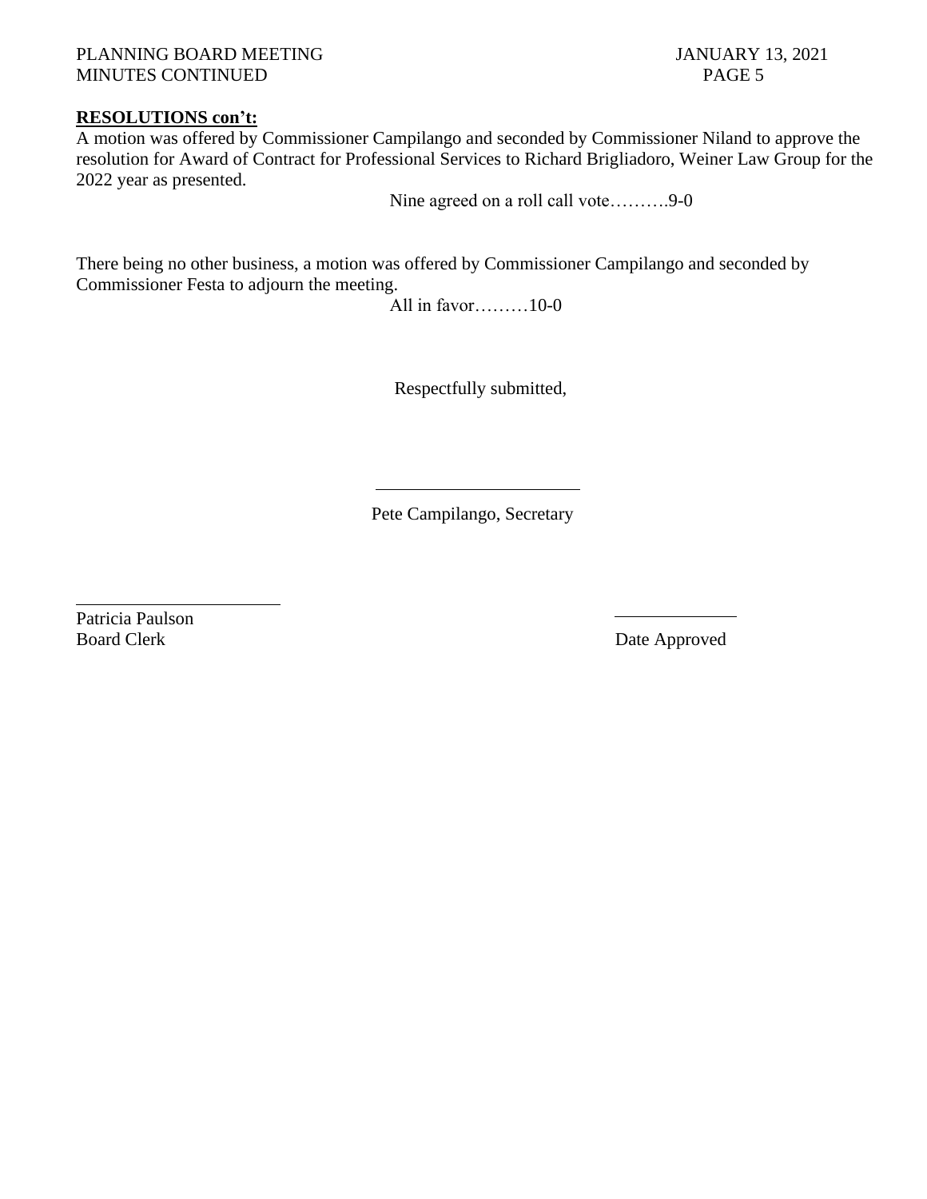**RESOLUTIONS con't:**

A motion was offered by Commissioner Campilango and seconded by Commissioner Niland to approve the resolution for Award of Contract for Professional Services to Richard Brigliadoro, Weiner Law Group for the 2022 year as presented.

Nine agreed on a roll call vote……….9-0

There being no other business, a motion was offered by Commissioner Campilango and seconded by Commissioner Festa to adjourn the meeting.

All in favor………10-0

Respectfully submitted,

______________________

Pete Campilango, Secretary

______________________

Patricia Paulson
Board Clerk

______________

Date Approved